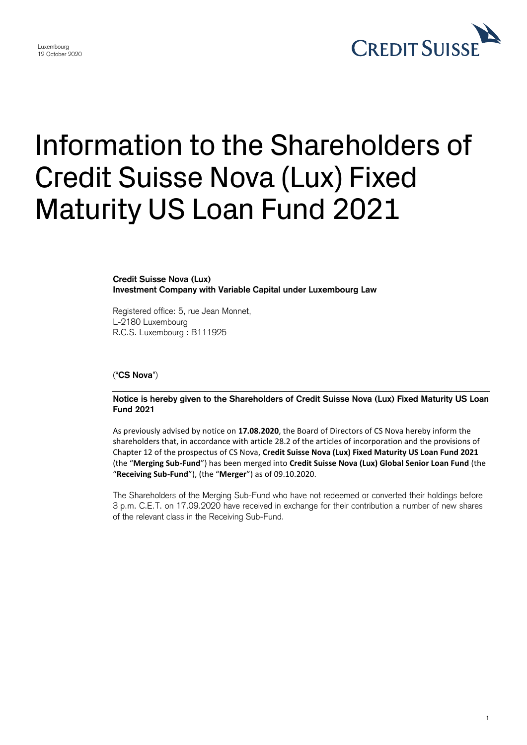Luxembourg
12 October 2020

# Information to the Shareholders of Credit Suisse Nova (Lux) Fixed Maturity US Loan Fund 2021

**Credit Suisse Nova (Lux)**
**Investment Company with Variable Capital under Luxembourg Law**

Registered office: 5, rue Jean Monnet,
L-2180 Luxembourg
R.C.S. Luxembourg : B111925

("**CS Nova**")

**Notice is hereby given to the Shareholders of Credit Suisse Nova (Lux) Fixed Maturity US Loan Fund 2021**

As previously advised by notice on **17.08.2020**, the Board of Directors of CS Nova hereby inform the shareholders that, in accordance with article 28.2 of the articles of incorporation and the provisions of Chapter 12 of the prospectus of CS Nova, **Credit Suisse Nova (Lux) Fixed Maturity US Loan Fund 2021** (the "**Merging Sub-Fund**") has been merged into **Credit Suisse Nova (Lux) Global Senior Loan Fund** (the "**Receiving Sub-Fund**"), (the "**Merger**") as of 09.10.2020.

The Shareholders of the Merging Sub-Fund who have not redeemed or converted their holdings before 3 p.m. C.E.T. on 17.09.2020 have received in exchange for their contribution a number of new shares of the relevant class in the Receiving Sub-Fund.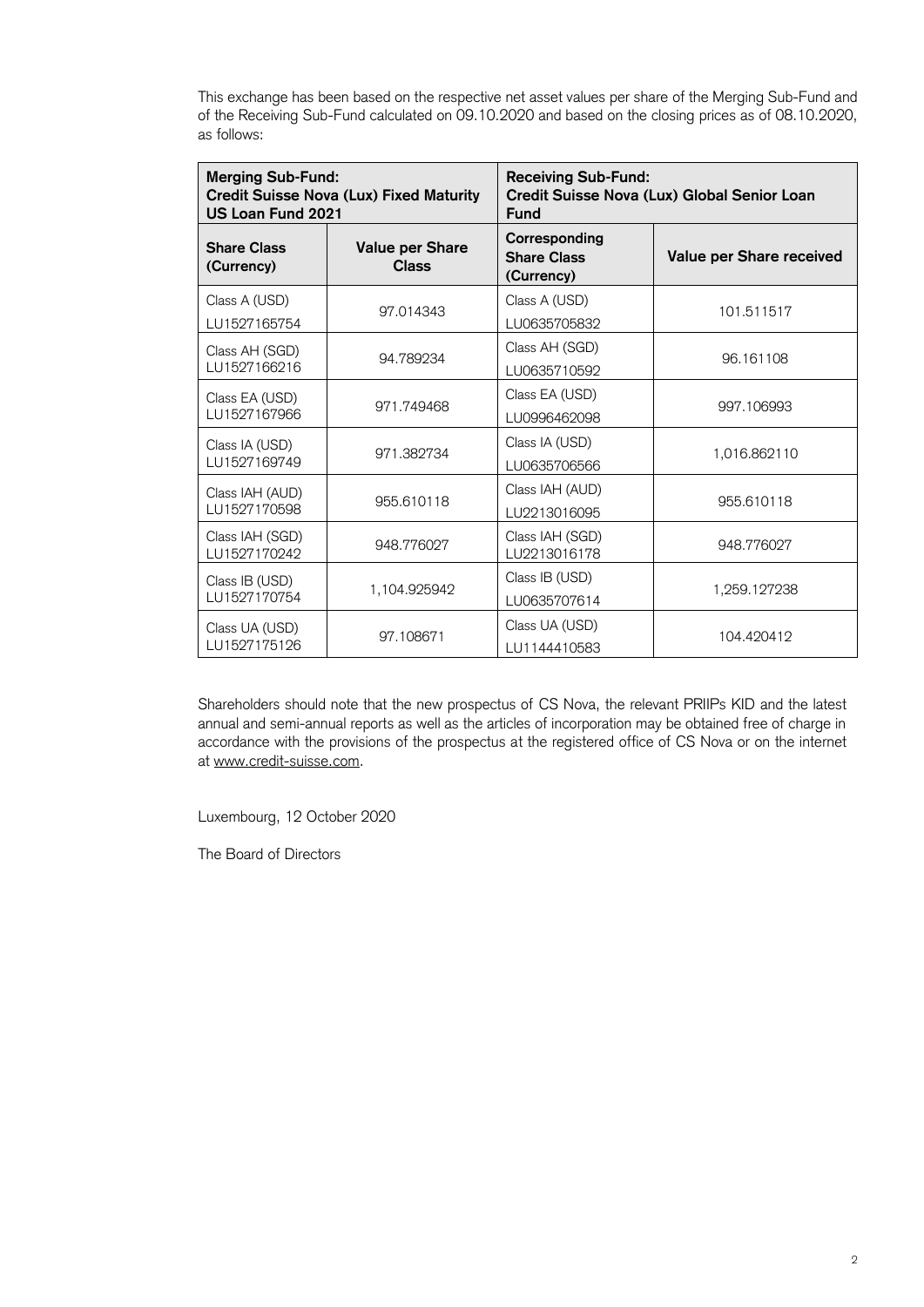This exchange has been based on the respective net asset values per share of the Merging Sub-Fund and of the Receiving Sub-Fund calculated on 09.10.2020 and based on the closing prices as of 08.10.2020, as follows:

| **Merging Sub-Fund: Credit Suisse Nova (Lux) Fixed Maturity US Loan Fund 2021** | | **Receiving Sub-Fund: Credit Suisse Nova (Lux) Global Senior Loan Fund** | |
|---|---|---|---|
| **Share Class (Currency)** | **Value per Share Class** | **Corresponding Share Class (Currency)** | **Value per Share received** |
| Class A (USD) LU1527165754 | 97.014343 | Class A (USD) LU0635705832 | 101.511517 |
| Class AH (SGD) LU1527166216 | 94.789234 | Class AH (SGD) LU0635710592 | 96.161108 |
| Class EA (USD) LU1527167966 | 971.749468 | Class EA (USD) LU0996462098 | 997.106993 |
| Class IA (USD) LU1527169749 | 971.382734 | Class IA (USD) LU0635706566 | 1,016.862110 |
| Class IAH (AUD) LU1527170598 | 955.610118 | Class IAH (AUD) LU2213016095 | 955.610118 |
| Class IAH (SGD) LU1527170242 | 948.776027 | Class IAH (SGD) LU2213016178 | 948.776027 |
| Class IB (USD) LU1527170754 | 1,104.925942 | Class IB (USD) LU0635707614 | 1,259.127238 |
| Class UA (USD) LU1527175126 | 97.108671 | Class UA (USD) LU1144410583 | 104.420412 |

Shareholders should note that the new prospectus of CS Nova, the relevant PRIIPs KID and the latest annual and semi-annual reports as well as the articles of incorporation may be obtained free of charge in accordance with the provisions of the prospectus at the registered office of CS Nova or on the internet at www.credit-suisse.com.

Luxembourg, 12 October 2020

The Board of Directors